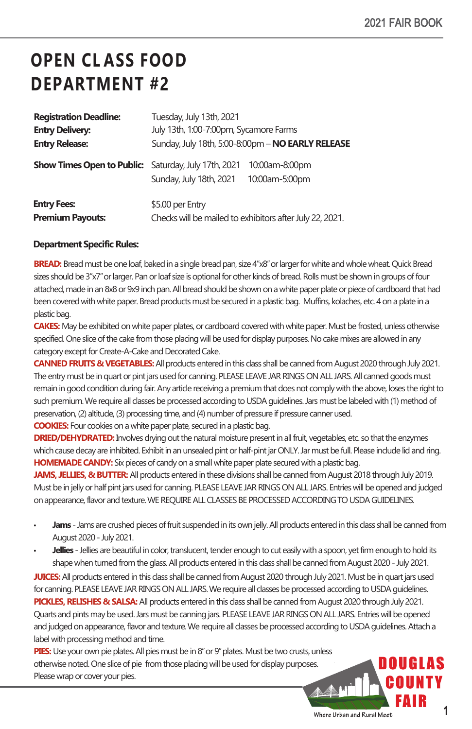# OPEN CLASS FOOD DEPARTMENT #2

| | |
|---|---|
| **Registration Deadline:** | Tuesday, July 13th, 2021 |
| **Entry Delivery:** | July 13th, 1:00-7:00pm, Sycamore Farms |
| **Entry Release:** | Sunday, July 18th, 5:00-8:00pm – **NO EARLY RELEASE** |
| **Show Times Open to Public:** | Saturday, July 17th, 2021 10:00am-8:00pm |
| | Sunday, July 18th, 2021 10:00am-5:00pm |
| **Entry Fees:** | $5.00 per Entry |
| **Premium Payouts:** | Checks will be mailed to exhibitors after July 22, 2021. |

**Department Specific Rules:**

**BREAD:** Bread must be one loaf, baked in a single bread pan, size 4"x8" or larger for white and whole wheat. Quick Bread sizes should be 3"x7" or larger. Pan or loaf size is optional for other kinds of bread. Rolls must be shown in groups of four attached, made in an 8x8 or 9x9 inch pan. All bread should be shown on a white paper plate or piece of cardboard that had been covered with white paper. Bread products must be secured in a plastic bag. Muffins, kolaches, etc. 4 on a plate in a plastic bag.

**CAKES:** May be exhibited on white paper plates, or cardboard covered with white paper. Must be frosted, unless otherwise specified. One slice of the cake from those placing will be used for display purposes. No cake mixes are allowed in any category except for Create-A-Cake and Decorated Cake.

**CANNED FRUITS & VEGETABLES:** All products entered in this class shall be canned from August 2020 through July 2021. The entry must be in quart or pint jars used for canning. PLEASE LEAVE JAR RINGS ON ALL JARS. All canned goods must remain in good condition during fair. Any article receiving a premium that does not comply with the above, loses the right to such premium. We require all classes be processed according to USDA guidelines. Jars must be labeled with (1) method of preservation, (2) altitude, (3) processing time, and (4) number of pressure if pressure canner used.

**COOKIES:** Four cookies on a white paper plate, secured in a plastic bag.

**DRIED/DEHYDRATED:** Involves drying out the natural moisture present in all fruit, vegetables, etc. so that the enzymes which cause decay are inhibited. Exhibit in an unsealed pint or half-pint jar ONLY. Jar must be full. Please include lid and ring.

**HOMEMADE CANDY:** Six pieces of candy on a small white paper plate secured with a plastic bag.

**JAMS, JELLIES, & BUTTER:** All products entered in these divisions shall be canned from August 2018 through July 2019. Must be in jelly or half pint jars used for canning. PLEASE LEAVE JAR RINGS ON ALL JARS. Entries will be opened and judged on appearance, flavor and texture. WE REQUIRE ALL CLASSES BE PROCESSED ACCORDING TO USDA GUIDELINES.

- **Jams** - Jams are crushed pieces of fruit suspended in its own jelly. All products entered in this class shall be canned from August 2020 - July 2021.
- **Jellies** - Jellies are beautiful in color, translucent, tender enough to cut easily with a spoon, yet firm enough to hold its shape when turned from the glass. All products entered in this class shall be canned from August 2020 - July 2021.

**JUICES:** All products entered in this class shall be canned from August 2020 through July 2021. Must be in quart jars used for canning. PLEASE LEAVE JAR RINGS ON ALL JARS. We require all classes be processed according to USDA guidelines.

**PICKLES, RELISHES & SALSA:** All products entered in this class shall be canned from August 2020 through July 2021. Quarts and pints may be used. Jars must be canning jars. PLEASE LEAVE JAR RINGS ON ALL JARS. Entries will be opened and judged on appearance, flavor and texture. We require all classes be processed according to USDA guidelines. Attach a label with processing method and time.

**PIES:** Use your own pie plates. All pies must be in 8" or 9" plates. Must be two crusts, unless otherwise noted. One slice of pie from those placing will be used for display purposes. Please wrap or cover your pies.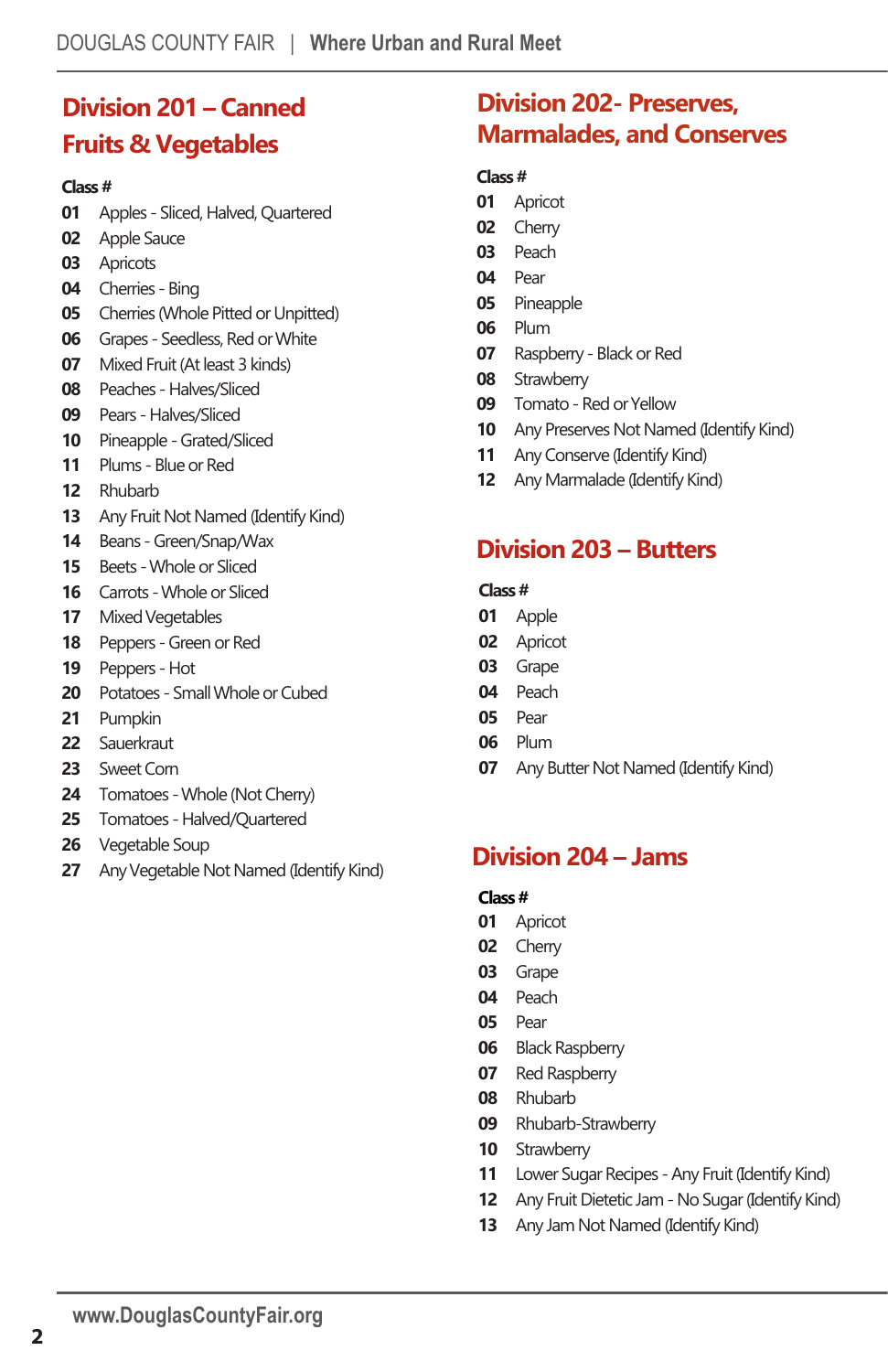## Division 201 – Canned Fruits & Vegetables

**Class #**

**01** Apples - Sliced, Halved, Quartered
**02** Apple Sauce
**03** Apricots
**04** Cherries - Bing
**05** Cherries (Whole Pitted or Unpitted)
**06** Grapes - Seedless, Red or White
**07** Mixed Fruit (At least 3 kinds)
**08** Peaches - Halves/Sliced
**09** Pears - Halves/Sliced
**10** Pineapple - Grated/Sliced
**11** Plums - Blue or Red
**12** Rhubarb
**13** Any Fruit Not Named (Identify Kind)
**14** Beans - Green/Snap/Wax
**15** Beets - Whole or Sliced
**16** Carrots - Whole or Sliced
**17** Mixed Vegetables
**18** Peppers - Green or Red
**19** Peppers - Hot
**20** Potatoes - Small Whole or Cubed
**21** Pumpkin
**22** Sauerkraut
**23** Sweet Corn
**24** Tomatoes - Whole (Not Cherry)
**25** Tomatoes - Halved/Quartered
**26** Vegetable Soup
**27** Any Vegetable Not Named (Identify Kind)

## Division 202- Preserves, Marmalades, and Conserves

**Class #**

**01** Apricot
**02** Cherry
**03** Peach
**04** Pear
**05** Pineapple
**06** Plum
**07** Raspberry - Black or Red
**08** Strawberry
**09** Tomato - Red or Yellow
**10** Any Preserves Not Named (Identify Kind)
**11** Any Conserve (Identify Kind)
**12** Any Marmalade (Identify Kind)

## Division 203 – Butters

**Class #**

**01** Apple
**02** Apricot
**03** Grape
**04** Peach
**05** Pear
**06** Plum
**07** Any Butter Not Named (Identify Kind)

## Division 204 – Jams

**Class #**

**01** Apricot
**02** Cherry
**03** Grape
**04** Peach
**05** Pear
**06** Black Raspberry
**07** Red Raspberry
**08** Rhubarb
**09** Rhubarb-Strawberry
**10** Strawberry
**11** Lower Sugar Recipes - Any Fruit (Identify Kind)
**12** Any Fruit Dietetic Jam - No Sugar (Identify Kind)
**13** Any Jam Not Named (Identify Kind)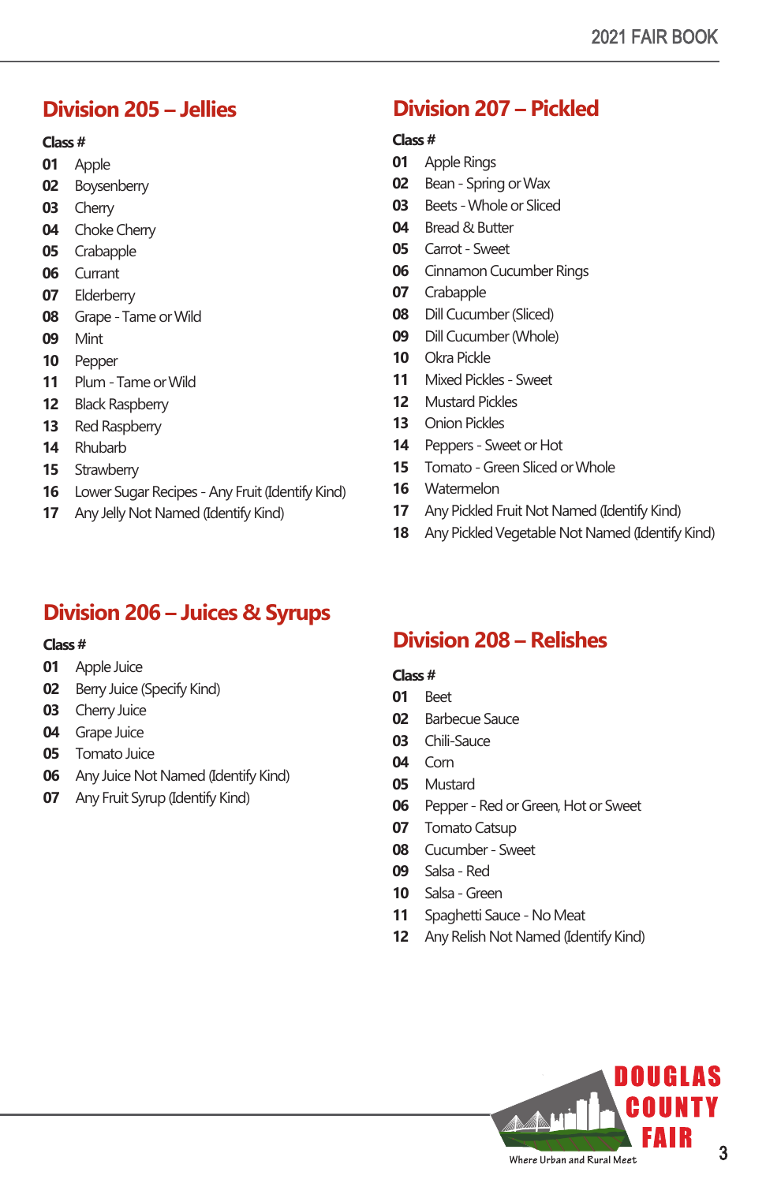## Division 205 – Jellies

**Class #**

**01** Apple
**02** Boysenberry
**03** Cherry
**04** Choke Cherry
**05** Crabapple
**06** Currant
**07** Elderberry
**08** Grape - Tame or Wild
**09** Mint
**10** Pepper
**11** Plum - Tame or Wild
**12** Black Raspberry
**13** Red Raspberry
**14** Rhubarb
**15** Strawberry
**16** Lower Sugar Recipes - Any Fruit (Identify Kind)
**17** Any Jelly Not Named (Identify Kind)

## Division 206 – Juices & Syrups

**Class #**

**01** Apple Juice
**02** Berry Juice (Specify Kind)
**03** Cherry Juice
**04** Grape Juice
**05** Tomato Juice
**06** Any Juice Not Named (Identify Kind)
**07** Any Fruit Syrup (Identify Kind)

## Division 207 – Pickled

**Class #**

**01** Apple Rings
**02** Bean - Spring or Wax
**03** Beets - Whole or Sliced
**04** Bread & Butter
**05** Carrot - Sweet
**06** Cinnamon Cucumber Rings
**07** Crabapple
**08** Dill Cucumber (Sliced)
**09** Dill Cucumber (Whole)
**10** Okra Pickle
**11** Mixed Pickles - Sweet
**12** Mustard Pickles
**13** Onion Pickles
**14** Peppers - Sweet or Hot
**15** Tomato - Green Sliced or Whole
**16** Watermelon
**17** Any Pickled Fruit Not Named (Identify Kind)
**18** Any Pickled Vegetable Not Named (Identify Kind)

## Division 208 – Relishes

**Class #**

**01** Beet
**02** Barbecue Sauce
**03** Chili-Sauce
**04** Corn
**05** Mustard
**06** Pepper - Red or Green, Hot or Sweet
**07** Tomato Catsup
**08** Cucumber - Sweet
**09** Salsa - Red
**10** Salsa - Green
**11** Spaghetti Sauce - No Meat
**12** Any Relish Not Named (Identify Kind)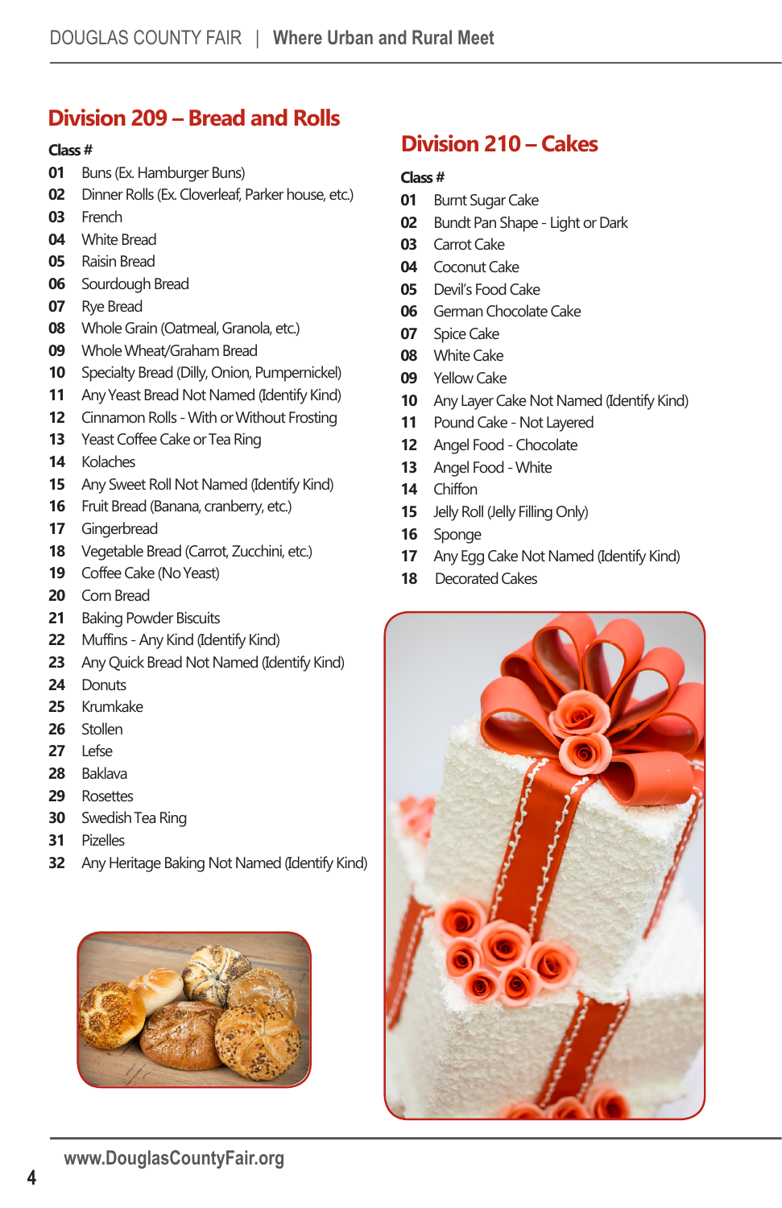## Division 209 – Bread and Rolls

**Class #**

**01** Buns (Ex. Hamburger Buns)
**02** Dinner Rolls (Ex. Cloverleaf, Parker house, etc.)
**03** French
**04** White Bread
**05** Raisin Bread
**06** Sourdough Bread
**07** Rye Bread
**08** Whole Grain (Oatmeal, Granola, etc.)
**09** Whole Wheat/Graham Bread
**10** Specialty Bread (Dilly, Onion, Pumpernickel)
**11** Any Yeast Bread Not Named (Identify Kind)
**12** Cinnamon Rolls - With or Without Frosting
**13** Yeast Coffee Cake or Tea Ring
**14** Kolaches
**15** Any Sweet Roll Not Named (Identify Kind)
**16** Fruit Bread (Banana, cranberry, etc.)
**17** Gingerbread
**18** Vegetable Bread (Carrot, Zucchini, etc.)
**19** Coffee Cake (No Yeast)
**20** Corn Bread
**21** Baking Powder Biscuits
**22** Muffins - Any Kind (Identify Kind)
**23** Any Quick Bread Not Named (Identify Kind)
**24** Donuts
**25** Krumkake
**26** Stollen
**27** Lefse
**28** Baklava
**29** Rosettes
**30** Swedish Tea Ring
**31** Pizelles
**32** Any Heritage Baking Not Named (Identify Kind)

## Division 210 – Cakes

**Class #**

**01** Burnt Sugar Cake
**02** Bundt Pan Shape - Light or Dark
**03** Carrot Cake
**04** Coconut Cake
**05** Devil's Food Cake
**06** German Chocolate Cake
**07** Spice Cake
**08** White Cake
**09** Yellow Cake
**10** Any Layer Cake Not Named (Identify Kind)
**11** Pound Cake - Not Layered
**12** Angel Food - Chocolate
**13** Angel Food - White
**14** Chiffon
**15** Jelly Roll (Jelly Filling Only)
**16** Sponge
**17** Any Egg Cake Not Named (Identify Kind)
**18** Decorated Cakes

www.DouglasCountyFair.org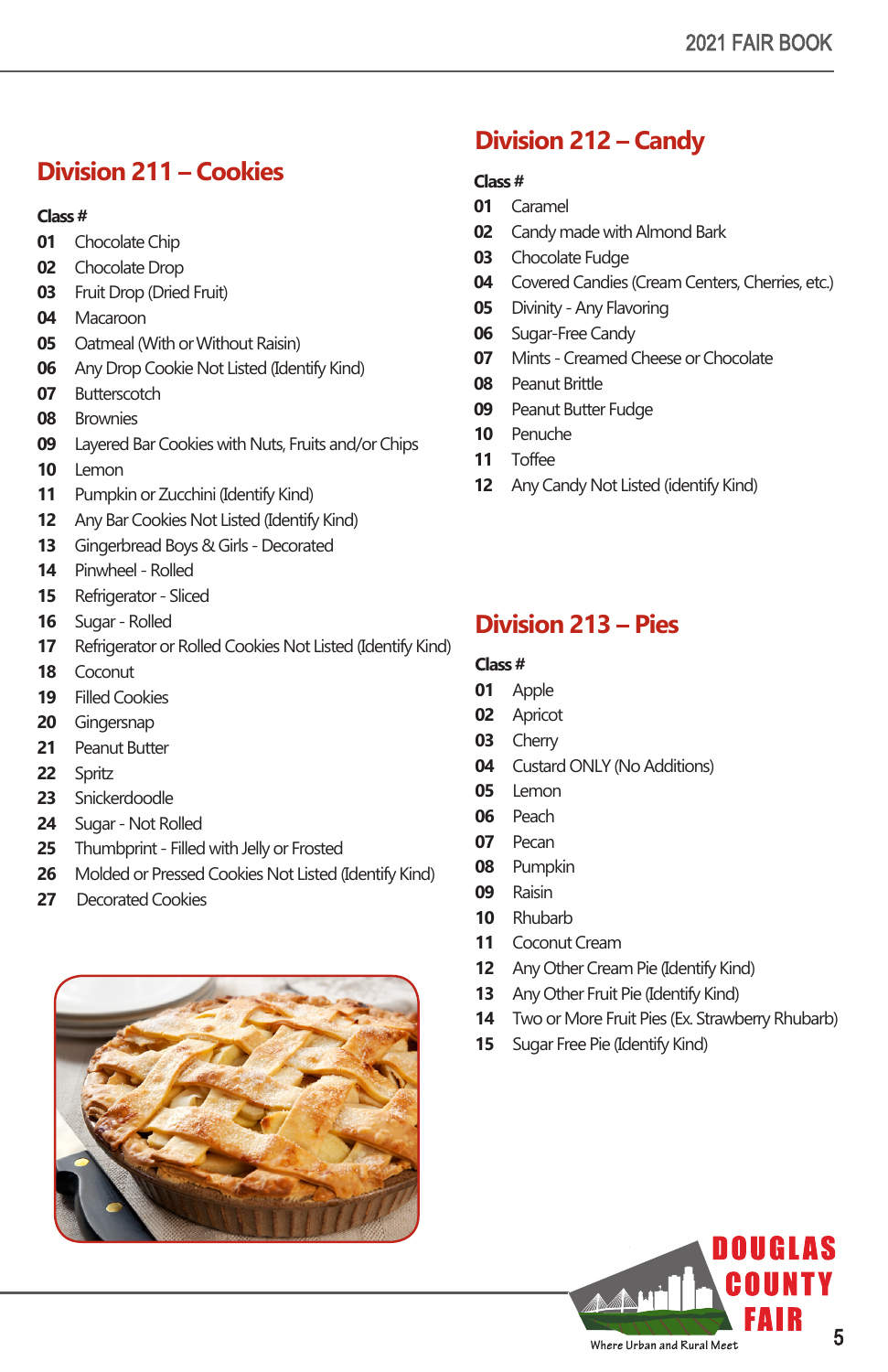## Division 211 – Cookies

**Class #**

**01** Chocolate Chip
**02** Chocolate Drop
**03** Fruit Drop (Dried Fruit)
**04** Macaroon
**05** Oatmeal (With or Without Raisin)
**06** Any Drop Cookie Not Listed (Identify Kind)
**07** Butterscotch
**08** Brownies
**09** Layered Bar Cookies with Nuts, Fruits and/or Chips
**10** Lemon
**11** Pumpkin or Zucchini (Identify Kind)
**12** Any Bar Cookies Not Listed (Identify Kind)
**13** Gingerbread Boys & Girls - Decorated
**14** Pinwheel - Rolled
**15** Refrigerator - Sliced
**16** Sugar - Rolled
**17** Refrigerator or Rolled Cookies Not Listed (Identify Kind)
**18** Coconut
**19** Filled Cookies
**20** Gingersnap
**21** Peanut Butter
**22** Spritz
**23** Snickerdoodle
**24** Sugar - Not Rolled
**25** Thumbprint - Filled with Jelly or Frosted
**26** Molded or Pressed Cookies Not Listed (Identify Kind)
**27** Decorated Cookies

## Division 212 – Candy

**Class #**

**01** Caramel
**02** Candy made with Almond Bark
**03** Chocolate Fudge
**04** Covered Candies (Cream Centers, Cherries, etc.)
**05** Divinity - Any Flavoring
**06** Sugar-Free Candy
**07** Mints - Creamed Cheese or Chocolate
**08** Peanut Brittle
**09** Peanut Butter Fudge
**10** Penuche
**11** Toffee
**12** Any Candy Not Listed (identify Kind)

## Division 213 – Pies

**Class #**

**01** Apple
**02** Apricot
**03** Cherry
**04** Custard ONLY (No Additions)
**05** Lemon
**06** Peach
**07** Pecan
**08** Pumpkin
**09** Raisin
**10** Rhubarb
**11** Coconut Cream
**12** Any Other Cream Pie (Identify Kind)
**13** Any Other Fruit Pie (Identify Kind)
**14** Two or More Fruit Pies (Ex. Strawberry Rhubarb)
**15** Sugar Free Pie (Identify Kind)

DOUGLAS COUNTY FAIR
Where Urban and Rural Meet